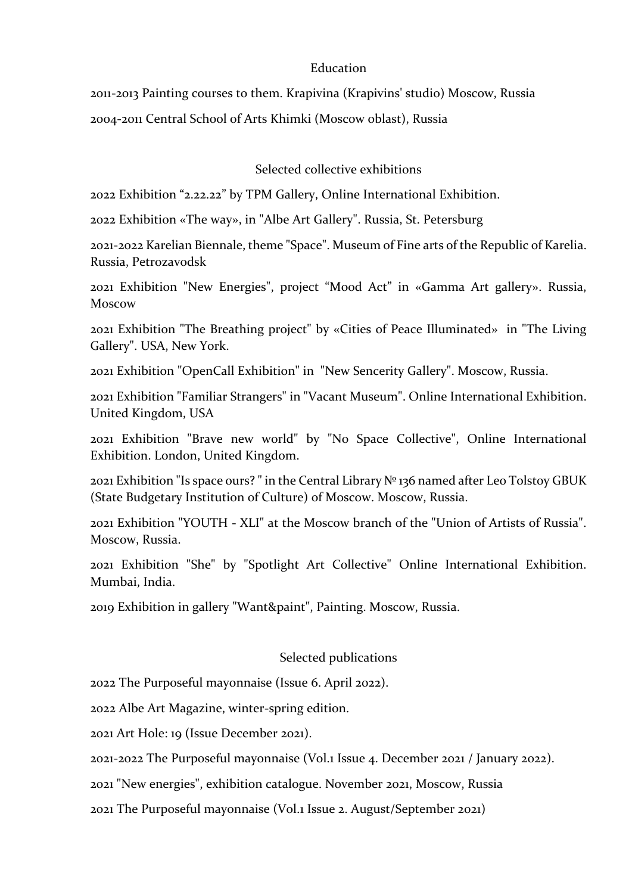## Education

2011-2013 Painting courses to them. Krapivina (Krapivins' studio) Moscow, Russia

2004-2011 Central School of Arts Khimki (Moscow oblast), Russia

## Selected collective exhibitions

2022 Exhibition “2.22.22” by TPM Gallery, Online International Exhibition.

2022 Exhibition «The way», in "Albe Art Gallery". Russia, St. Petersburg

2021-2022 Karelian Biennale, theme "Space". Museum of Fine arts of the Republic of Karelia. Russia, Petrozavodsk

2021 Exhibition "New Energies", project “Mood Act” in «Gamma Art gallery». Russia, Moscow

2021 Exhibition "The Breathing project" by «Cities of Peace Illuminated» in "The Living Gallery". USA, New York.

2021 Exhibition "OpenCall Exhibition" in "New Sencerity Gallery". Moscow, Russia.

2021 Exhibition "Familiar Strangers" in "Vacant Museum". Online International Exhibition. United Kingdom, USA

2021 Exhibition "Brave new world" by "No Space Collective", Online International Exhibition. London, United Kingdom.

2021 Exhibition "Is space ours? " in the Central Library № 136 named after Leo Tolstoy GBUK (State Budgetary Institution of Culture) of Moscow. Moscow, Russia.

2021 Exhibition "YOUTH - XLI" at the Moscow branch of the "Union of Artists of Russia". Moscow, Russia.

2021 Exhibition "She" by "Spotlight Art Collective" Online International Exhibition. Mumbai, India.

2019 Exhibition in gallery "Want&paint", Painting. Moscow, Russia.

## Selected publications

2022 The Purposeful mayonnaise (Issue 6. April 2022).

2022 Albe Art Magazine, winter-spring edition.

2021 Art Hole: 19 (Issue December 2021).

2021-2022 The Purposeful mayonnaise (Vol.1 Issue 4. December 2021 / January 2022).

2021 "New energies", exhibition catalogue. November 2021, Moscow, Russia

2021 The Purposeful mayonnaise (Vol.1 Issue 2. August/September 2021)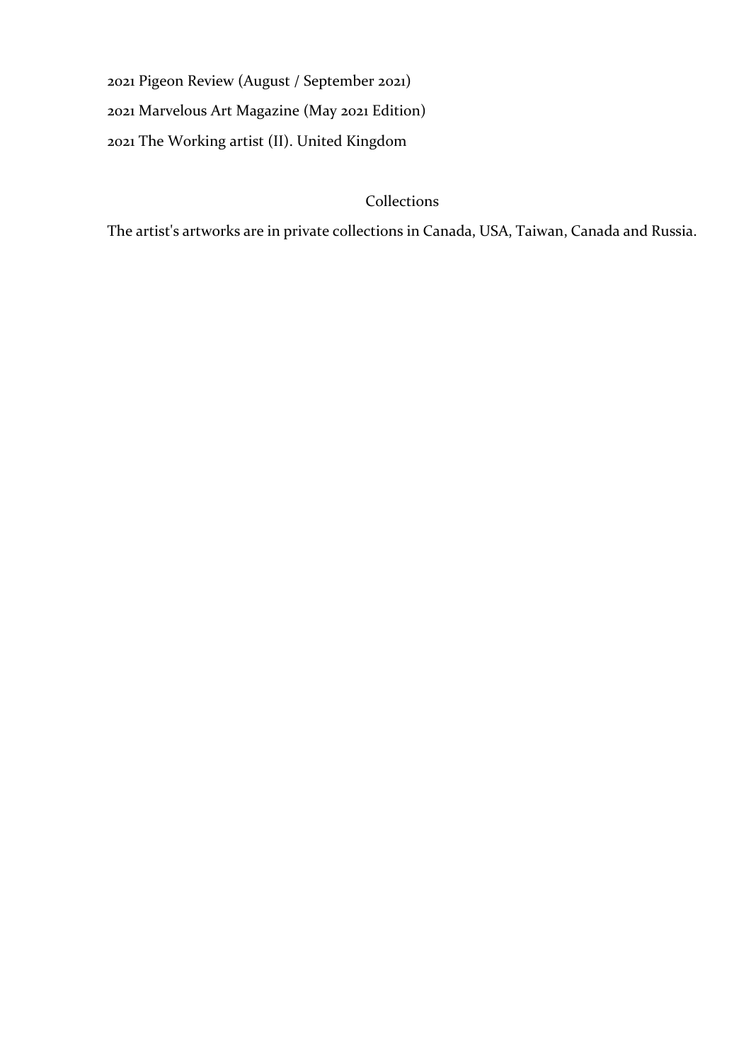2021 Pigeon Review (August / September 2021)

2021 Marvelous Art Magazine (May 2021 Edition)

2021 The Working artist (II). United Kingdom

## Collections

The artist's artworks are in private collections in Canada, USA, Taiwan, Canada and Russia.